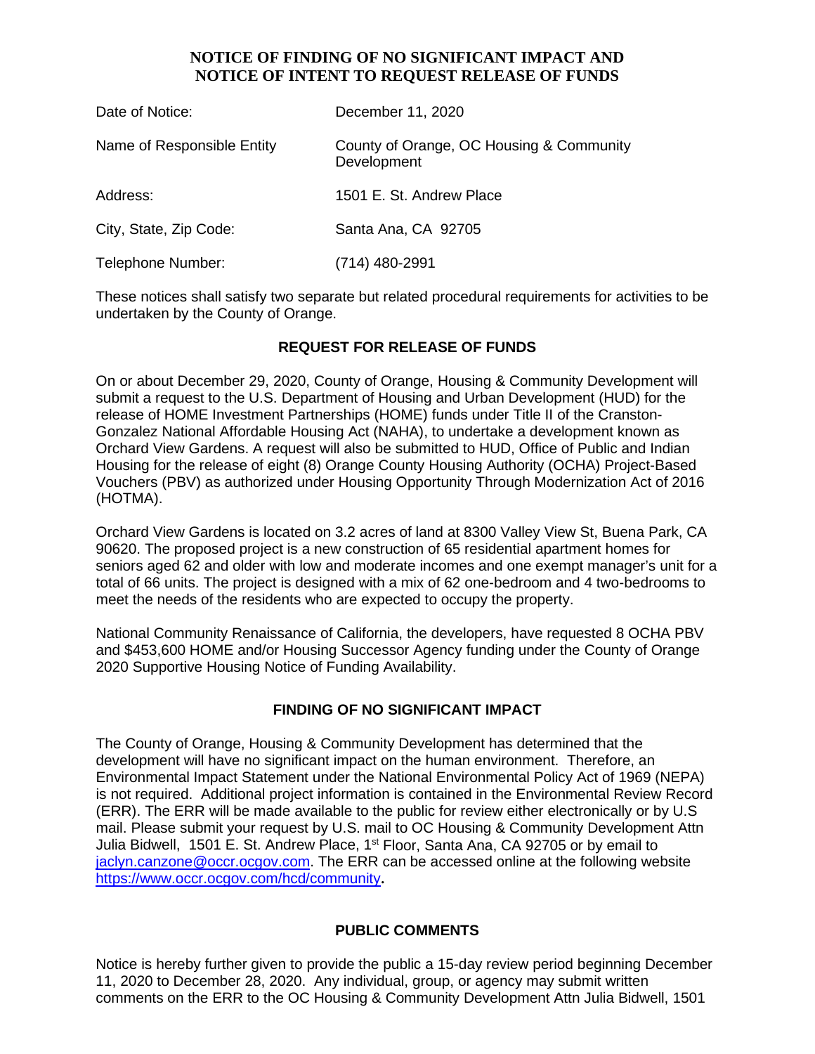# NOTICE OF FINDING OF NO SIGNIFICANT IMPACT AND NOTICE OF INTENT TO REQUEST RELEASE OF FUNDS

| | |
|---|---|
| Date of Notice: | December 11, 2020 |
| Name of Responsible Entity | County of Orange, OC Housing & Community Development |
| Address: | 1501 E. St. Andrew Place |
| City, State, Zip Code: | Santa Ana, CA 92705 |
| Telephone Number: | (714) 480-2991 |

These notices shall satisfy two separate but related procedural requirements for activities to be undertaken by the County of Orange.

## REQUEST FOR RELEASE OF FUNDS

On or about December 29, 2020, County of Orange, Housing & Community Development will submit a request to the U.S. Department of Housing and Urban Development (HUD) for the release of HOME Investment Partnerships (HOME) funds under Title II of the Cranston-Gonzalez National Affordable Housing Act (NAHA), to undertake a development known as Orchard View Gardens. A request will also be submitted to HUD, Office of Public and Indian Housing for the release of eight (8) Orange County Housing Authority (OCHA) Project-Based Vouchers (PBV) as authorized under Housing Opportunity Through Modernization Act of 2016 (HOTMA).

Orchard View Gardens is located on 3.2 acres of land at 8300 Valley View St, Buena Park, CA 90620. The proposed project is a new construction of 65 residential apartment homes for seniors aged 62 and older with low and moderate incomes and one exempt manager's unit for a total of 66 units. The project is designed with a mix of 62 one-bedroom and 4 two-bedrooms to meet the needs of the residents who are expected to occupy the property.

National Community Renaissance of California, the developers, have requested 8 OCHA PBV and $453,600 HOME and/or Housing Successor Agency funding under the County of Orange 2020 Supportive Housing Notice of Funding Availability.

## FINDING OF NO SIGNIFICANT IMPACT

The County of Orange, Housing & Community Development has determined that the development will have no significant impact on the human environment. Therefore, an Environmental Impact Statement under the National Environmental Policy Act of 1969 (NEPA) is not required. Additional project information is contained in the Environmental Review Record (ERR). The ERR will be made available to the public for review either electronically or by U.S mail. Please submit your request by U.S. mail to OC Housing & Community Development Attn Julia Bidwell, 1501 E. St. Andrew Place, 1st Floor, Santa Ana, CA 92705 or by email to jaclyn.canzone@occr.ocgov.com. The ERR can be accessed online at the following website https://www.occr.ocgov.com/hcd/community.

## PUBLIC COMMENTS

Notice is hereby further given to provide the public a 15-day review period beginning December 11, 2020 to December 28, 2020. Any individual, group, or agency may submit written comments on the ERR to the OC Housing & Community Development Attn Julia Bidwell, 1501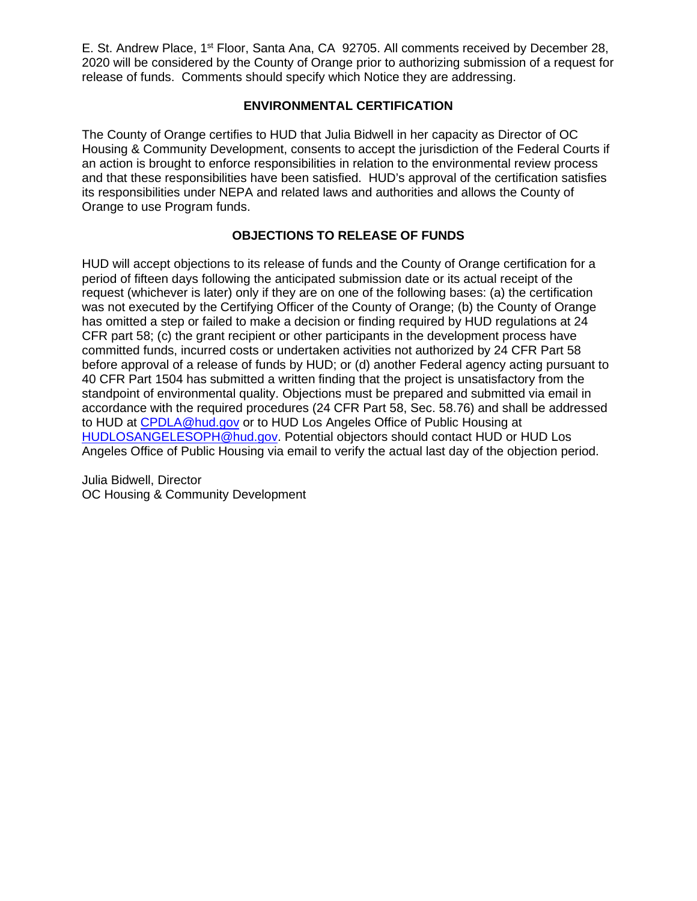E. St. Andrew Place, 1st Floor, Santa Ana, CA 92705. All comments received by December 28, 2020 will be considered by the County of Orange prior to authorizing submission of a request for release of funds. Comments should specify which Notice they are addressing.

## ENVIRONMENTAL CERTIFICATION

The County of Orange certifies to HUD that Julia Bidwell in her capacity as Director of OC Housing & Community Development, consents to accept the jurisdiction of the Federal Courts if an action is brought to enforce responsibilities in relation to the environmental review process and that these responsibilities have been satisfied. HUD's approval of the certification satisfies its responsibilities under NEPA and related laws and authorities and allows the County of Orange to use Program funds.

## OBJECTIONS TO RELEASE OF FUNDS

HUD will accept objections to its release of funds and the County of Orange certification for a period of fifteen days following the anticipated submission date or its actual receipt of the request (whichever is later) only if they are on one of the following bases: (a) the certification was not executed by the Certifying Officer of the County of Orange; (b) the County of Orange has omitted a step or failed to make a decision or finding required by HUD regulations at 24 CFR part 58; (c) the grant recipient or other participants in the development process have committed funds, incurred costs or undertaken activities not authorized by 24 CFR Part 58 before approval of a release of funds by HUD; or (d) another Federal agency acting pursuant to 40 CFR Part 1504 has submitted a written finding that the project is unsatisfactory from the standpoint of environmental quality. Objections must be prepared and submitted via email in accordance with the required procedures (24 CFR Part 58, Sec. 58.76) and shall be addressed to HUD at CPDLA@hud.gov or to HUD Los Angeles Office of Public Housing at HUDLOSANGELESOPH@hud.gov. Potential objectors should contact HUD or HUD Los Angeles Office of Public Housing via email to verify the actual last day of the objection period.

Julia Bidwell, Director
OC Housing & Community Development